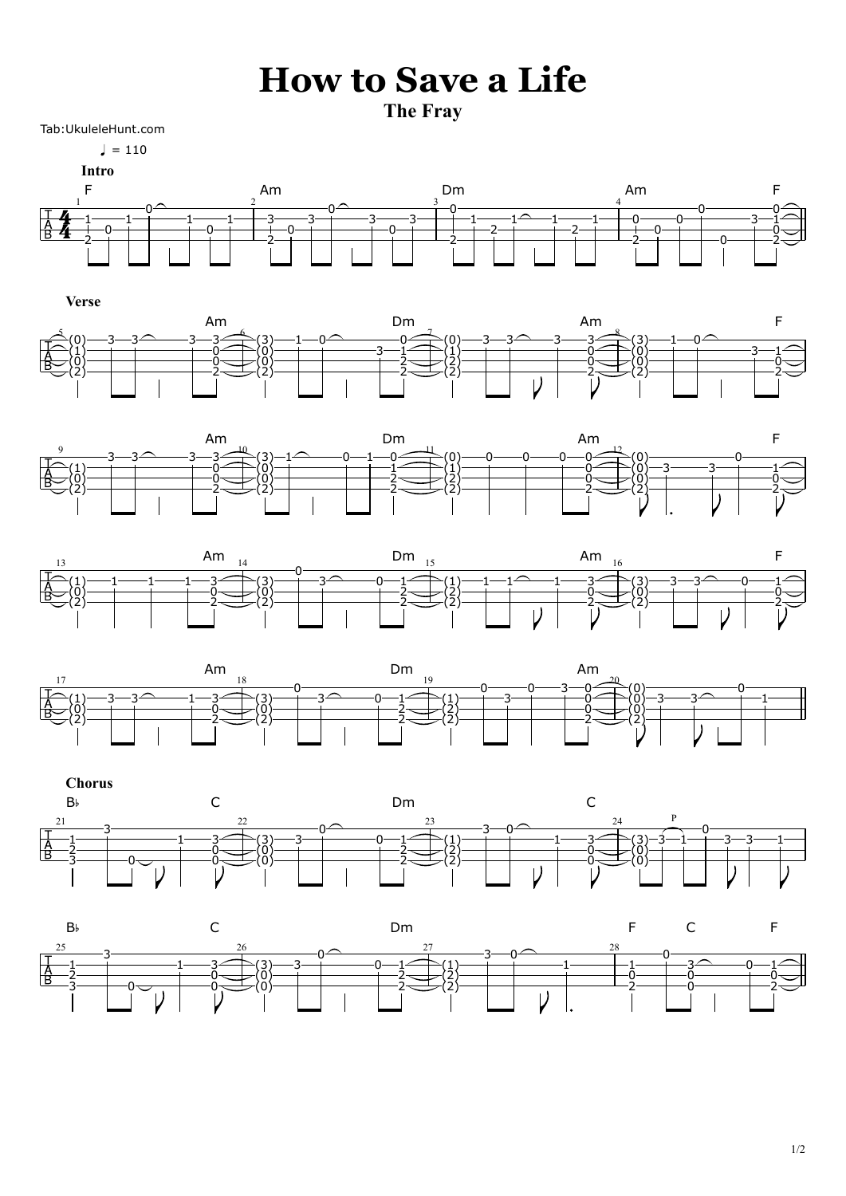# How to Save a Life

**The Fray**

Tab:UkuleleHunt.com

♩ = 110

**Intro**

F | Am | Dm | Am F

**Verse**

Am | Dm | Am | F

Am | Dm | Am | F

Am | Dm | Am | F

Am | Dm | Am |

**Chorus**

B♭ C | Dm | C |

B♭ C | Dm | F C F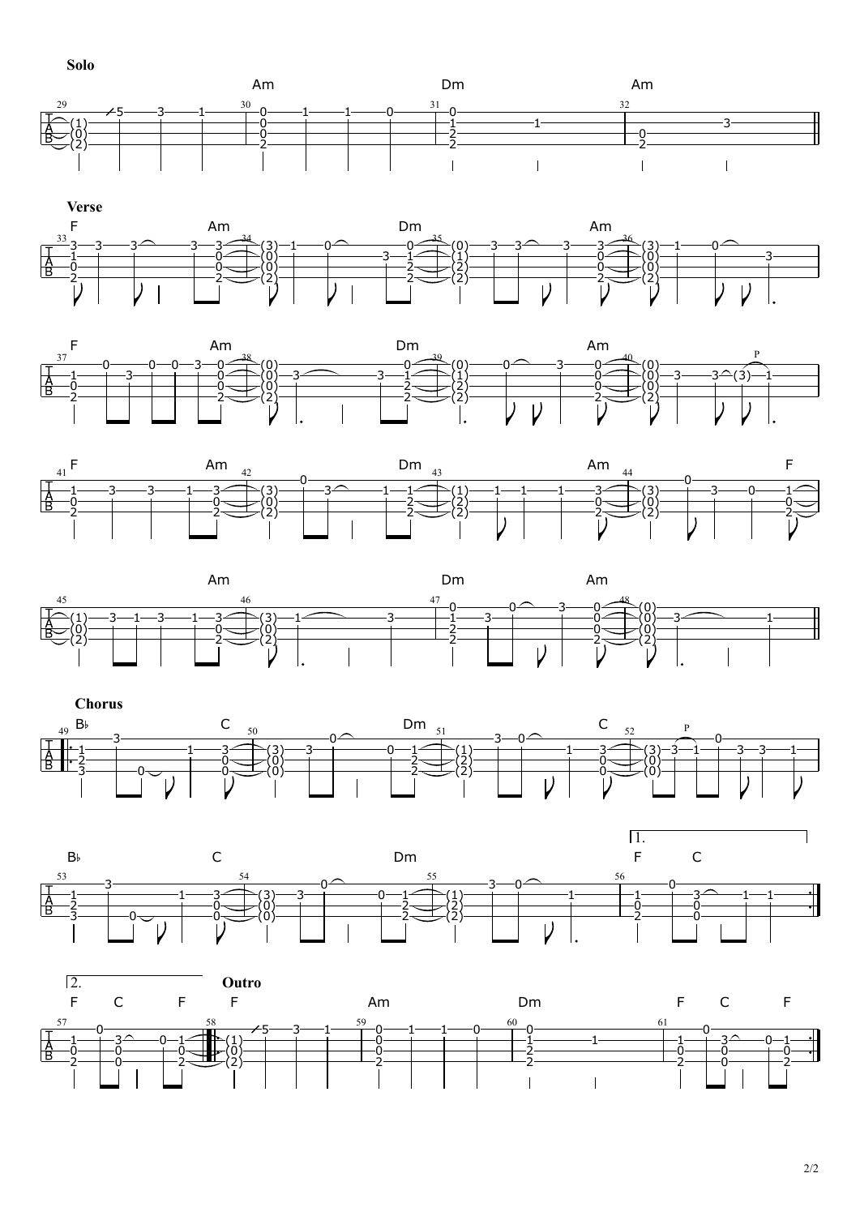**Solo**

Am Dm Am

**Verse**

F Am Dm Am

F Am Dm Am

F Am Dm Am F

Am Dm Am

**Chorus**

B♭ C Dm C

B♭ C Dm F C

1.

2.

**Outro**

F C F F Am Dm F C F